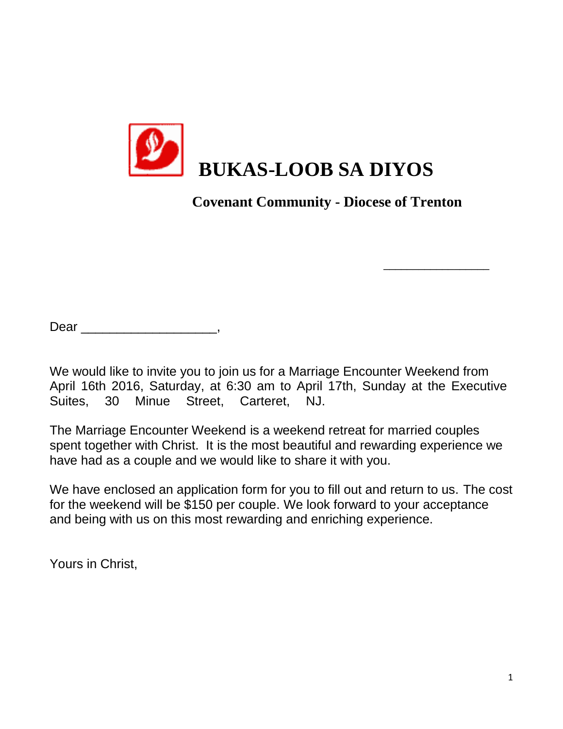# BUKAS-LOOB SA DIYOS

**Covenant Community - Diocese of Trenton**

_______________

Dear ___________________,

We would like to invite you to join us for a Marriage Encounter Weekend from April 16th 2016, Saturday, at 6:30 am to April 17th, Sunday at the Executive Suites, 30 Minue Street, Carteret, NJ.

The Marriage Encounter Weekend is a weekend retreat for married couples spent together with Christ. It is the most beautiful and rewarding experience we have had as a couple and we would like to share it with you.

We have enclosed an application form for you to fill out and return to us. The cost for the weekend will be $150 per couple. We look forward to your acceptance and being with us on this most rewarding and enriching experience.

Yours in Christ,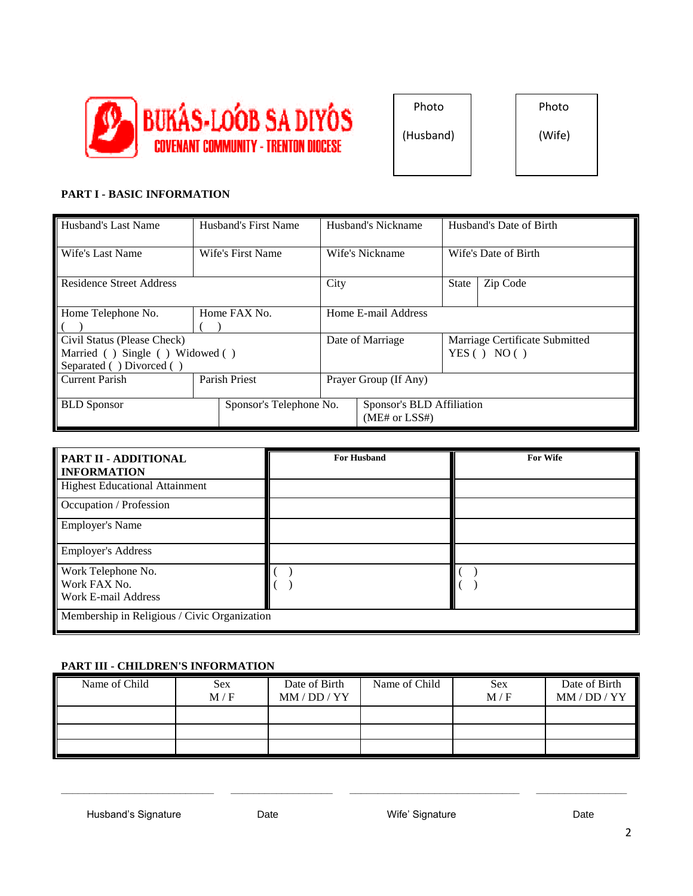**BUKÁS-LOÓB SA DIYÓS**
**COVENANT COMMUNITY - TRENTON DIOCESE**

| Photo (Husband) | Photo (Wife) |
|---|---|
| | |

## PART I - BASIC INFORMATION

| | | | | |
|---|---|---|---|---|
| Husband's Last Name | Husband's First Name | Husband's Nickname | Husband's Date of Birth | |
| Wife's Last Name | Wife's First Name | Wife's Nickname | Wife's Date of Birth | |
| Residence Street Address | | City | State | Zip Code |
| Home Telephone No. ( ) | Home FAX No. ( ) | Home E-mail Address | | |
| Civil Status (Please Check) Married ( ) Single ( ) Widowed ( ) Separated ( ) Divorced ( ) | | Date of Marriage | Marriage Certificate Submitted YES ( ) NO ( ) | |
| Current Parish | Parish Priest | Prayer Group (If Any) | | |
| BLD Sponsor | Sponsor's Telephone No. | Sponsor's BLD Affiliation (ME# or LSS#) | | |

## PART II - ADDITIONAL INFORMATION

| PART II - ADDITIONAL INFORMATION | For Husband | For Wife |
|---|---|---|
| Highest Educational Attainment | | |
| Occupation / Profession | | |
| Employer's Name | | |
| Employer's Address | | |
| Work Telephone No.<br>Work FAX No.<br>Work E-mail Address | ( )<br>( ) | ( )<br>( ) |
| Membership in Religious / Civic Organization | | |

## PART III - CHILDREN'S INFORMATION

| Name of Child | Sex M / F | Date of Birth MM / DD / YY | Name of Child | Sex M / F | Date of Birth MM / DD / YY |
|---|---|---|---|---|---|
| | | | | | |
| | | | | | |
| | | | | | |

_________________________ _________________ ____________________________ ________________

Husband's Signature Date Wife' Signature Date